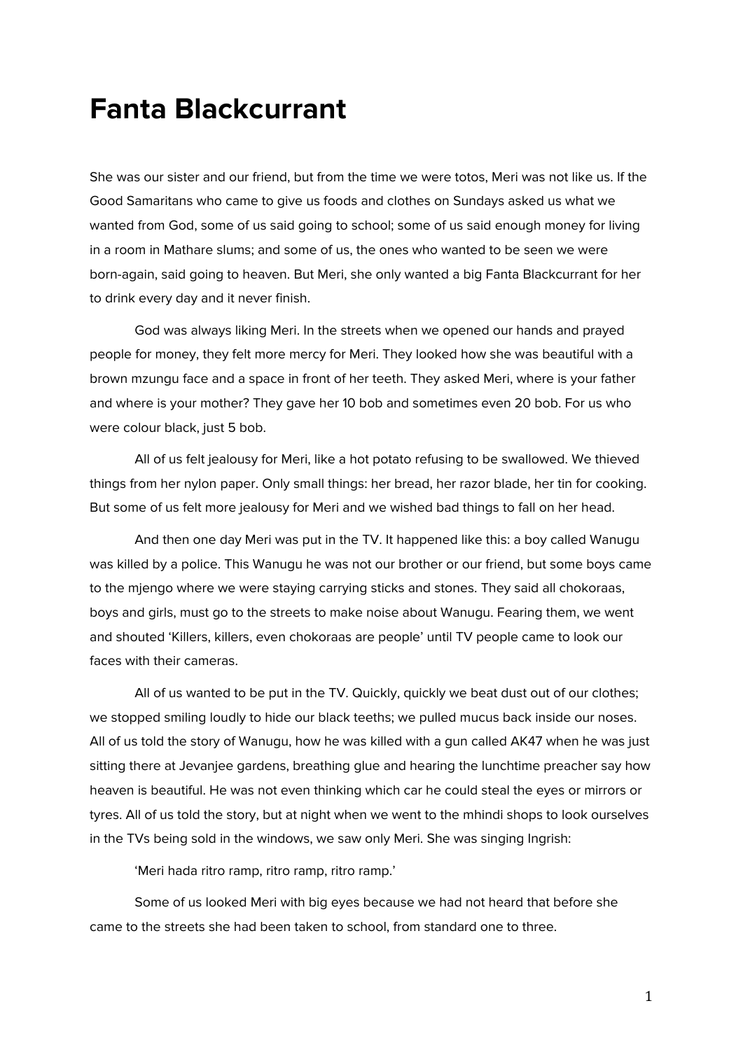# Fanta Blackcurrant

She was our sister and our friend, but from the time we were totos, Meri was not like us. If the Good Samaritans who came to give us foods and clothes on Sundays asked us what we wanted from God, some of us said going to school; some of us said enough money for living in a room in Mathare slums; and some of us, the ones who wanted to be seen we were born-again, said going to heaven. But Meri, she only wanted a big Fanta Blackcurrant for her to drink every day and it never finish.

God was always liking Meri. In the streets when we opened our hands and prayed people for money, they felt more mercy for Meri. They looked how she was beautiful with a brown mzungu face and a space in front of her teeth. They asked Meri, where is your father and where is your mother? They gave her 10 bob and sometimes even 20 bob. For us who were colour black, just 5 bob.

All of us felt jealousy for Meri, like a hot potato refusing to be swallowed. We thieved things from her nylon paper. Only small things: her bread, her razor blade, her tin for cooking. But some of us felt more jealousy for Meri and we wished bad things to fall on her head.

And then one day Meri was put in the TV. It happened like this: a boy called Wanugu was killed by a police. This Wanugu he was not our brother or our friend, but some boys came to the mjengo where we were staying carrying sticks and stones. They said all chokoraas, boys and girls, must go to the streets to make noise about Wanugu. Fearing them, we went and shouted 'Killers, killers, even chokoraas are people' until TV people came to look our faces with their cameras.

All of us wanted to be put in the TV. Quickly, quickly we beat dust out of our clothes; we stopped smiling loudly to hide our black teeths; we pulled mucus back inside our noses. All of us told the story of Wanugu, how he was killed with a gun called AK47 when he was just sitting there at Jevanjee gardens, breathing glue and hearing the lunchtime preacher say how heaven is beautiful. He was not even thinking which car he could steal the eyes or mirrors or tyres. All of us told the story, but at night when we went to the mhindi shops to look ourselves in the TVs being sold in the windows, we saw only Meri. She was singing Ingrish:

'Meri hada ritro ramp, ritro ramp, ritro ramp.'

Some of us looked Meri with big eyes because we had not heard that before she came to the streets she had been taken to school, from standard one to three.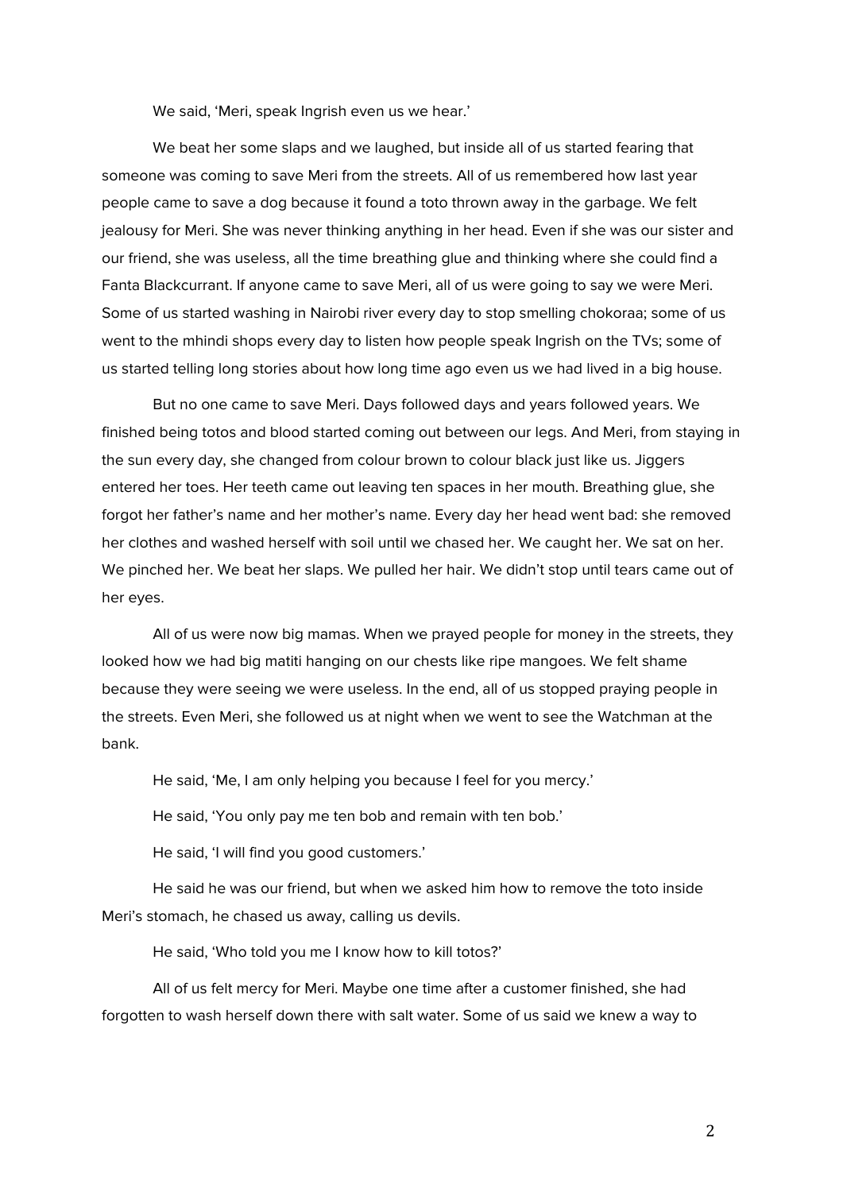We said, 'Meri, speak Ingrish even us we hear.'

We beat her some slaps and we laughed, but inside all of us started fearing that someone was coming to save Meri from the streets. All of us remembered how last year people came to save a dog because it found a toto thrown away in the garbage. We felt jealousy for Meri. She was never thinking anything in her head. Even if she was our sister and our friend, she was useless, all the time breathing glue and thinking where she could find a Fanta Blackcurrant. If anyone came to save Meri, all of us were going to say we were Meri. Some of us started washing in Nairobi river every day to stop smelling chokoraa; some of us went to the mhindi shops every day to listen how people speak Ingrish on the TVs; some of us started telling long stories about how long time ago even us we had lived in a big house.

But no one came to save Meri. Days followed days and years followed years. We finished being totos and blood started coming out between our legs. And Meri, from staying in the sun every day, she changed from colour brown to colour black just like us. Jiggers entered her toes. Her teeth came out leaving ten spaces in her mouth. Breathing glue, she forgot her father's name and her mother's name. Every day her head went bad: she removed her clothes and washed herself with soil until we chased her. We caught her. We sat on her. We pinched her. We beat her slaps. We pulled her hair. We didn't stop until tears came out of her eyes.

All of us were now big mamas. When we prayed people for money in the streets, they looked how we had big matiti hanging on our chests like ripe mangoes. We felt shame because they were seeing we were useless. In the end, all of us stopped praying people in the streets. Even Meri, she followed us at night when we went to see the Watchman at the bank.

He said, 'Me, I am only helping you because I feel for you mercy.'

He said, 'You only pay me ten bob and remain with ten bob.'

He said, 'I will find you good customers.'

He said he was our friend, but when we asked him how to remove the toto inside Meri's stomach, he chased us away, calling us devils.

He said, 'Who told you me I know how to kill totos?'

All of us felt mercy for Meri. Maybe one time after a customer finished, she had forgotten to wash herself down there with salt water. Some of us said we knew a way to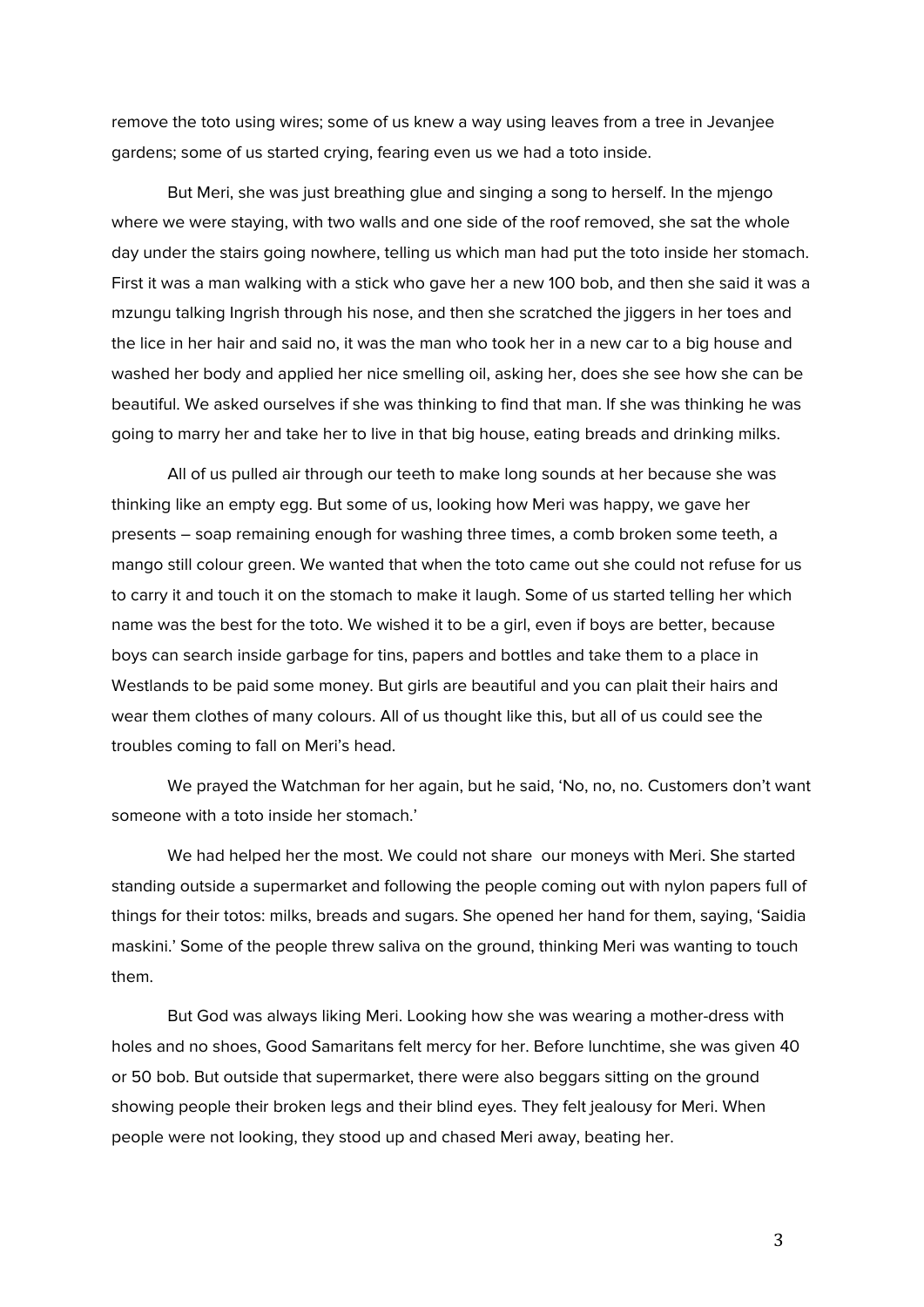remove the toto using wires; some of us knew a way using leaves from a tree in Jevanjee gardens; some of us started crying, fearing even us we had a toto inside.

But Meri, she was just breathing glue and singing a song to herself. In the mjengo where we were staying, with two walls and one side of the roof removed, she sat the whole day under the stairs going nowhere, telling us which man had put the toto inside her stomach. First it was a man walking with a stick who gave her a new 100 bob, and then she said it was a mzungu talking Ingrish through his nose, and then she scratched the jiggers in her toes and the lice in her hair and said no, it was the man who took her in a new car to a big house and washed her body and applied her nice smelling oil, asking her, does she see how she can be beautiful. We asked ourselves if she was thinking to find that man. If she was thinking he was going to marry her and take her to live in that big house, eating breads and drinking milks.

All of us pulled air through our teeth to make long sounds at her because she was thinking like an empty egg. But some of us, looking how Meri was happy, we gave her presents – soap remaining enough for washing three times, a comb broken some teeth, a mango still colour green. We wanted that when the toto came out she could not refuse for us to carry it and touch it on the stomach to make it laugh. Some of us started telling her which name was the best for the toto. We wished it to be a girl, even if boys are better, because boys can search inside garbage for tins, papers and bottles and take them to a place in Westlands to be paid some money. But girls are beautiful and you can plait their hairs and wear them clothes of many colours. All of us thought like this, but all of us could see the troubles coming to fall on Meri's head.

We prayed the Watchman for her again, but he said, 'No, no, no. Customers don't want someone with a toto inside her stomach.'

We had helped her the most. We could not share our moneys with Meri. She started standing outside a supermarket and following the people coming out with nylon papers full of things for their totos: milks, breads and sugars. She opened her hand for them, saying, 'Saidia maskini.' Some of the people threw saliva on the ground, thinking Meri was wanting to touch them.

But God was always liking Meri. Looking how she was wearing a mother-dress with holes and no shoes, Good Samaritans felt mercy for her. Before lunchtime, she was given 40 or 50 bob. But outside that supermarket, there were also beggars sitting on the ground showing people their broken legs and their blind eyes. They felt jealousy for Meri. When people were not looking, they stood up and chased Meri away, beating her.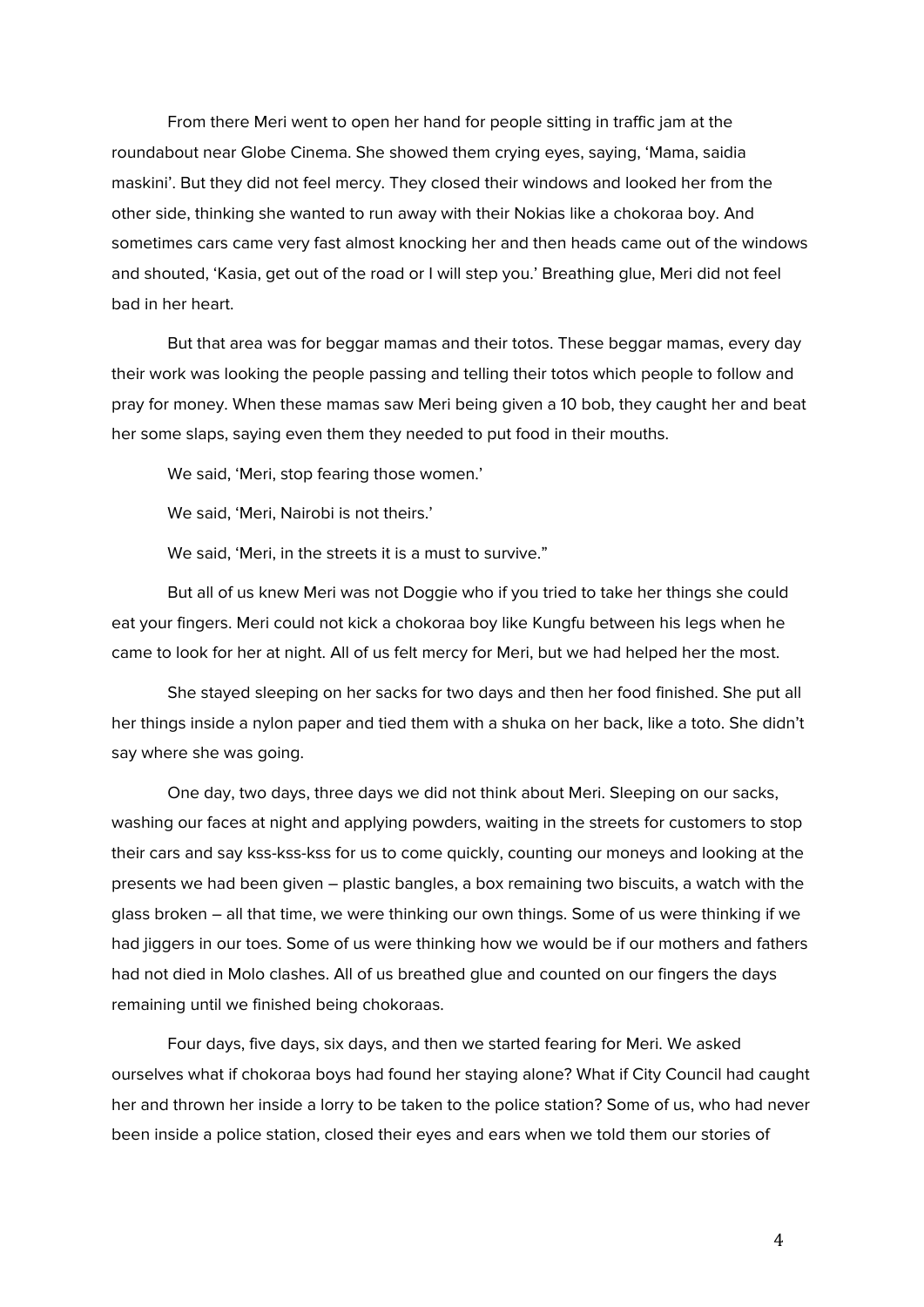From there Meri went to open her hand for people sitting in traffic jam at the roundabout near Globe Cinema. She showed them crying eyes, saying, 'Mama, saidia maskini'. But they did not feel mercy. They closed their windows and looked her from the other side, thinking she wanted to run away with their Nokias like a chokoraa boy. And sometimes cars came very fast almost knocking her and then heads came out of the windows and shouted, 'Kasia, get out of the road or I will step you.' Breathing glue, Meri did not feel bad in her heart.

But that area was for beggar mamas and their totos. These beggar mamas, every day their work was looking the people passing and telling their totos which people to follow and pray for money. When these mamas saw Meri being given a 10 bob, they caught her and beat her some slaps, saying even them they needed to put food in their mouths.

We said, 'Meri, stop fearing those women.'

We said, 'Meri, Nairobi is not theirs.'

We said, 'Meri, in the streets it is a must to survive."

But all of us knew Meri was not Doggie who if you tried to take her things she could eat your fingers. Meri could not kick a chokoraa boy like Kungfu between his legs when he came to look for her at night. All of us felt mercy for Meri, but we had helped her the most.

She stayed sleeping on her sacks for two days and then her food finished. She put all her things inside a nylon paper and tied them with a shuka on her back, like a toto. She didn't say where she was going.

One day, two days, three days we did not think about Meri. Sleeping on our sacks, washing our faces at night and applying powders, waiting in the streets for customers to stop their cars and say kss-kss-kss for us to come quickly, counting our moneys and looking at the presents we had been given – plastic bangles, a box remaining two biscuits, a watch with the glass broken – all that time, we were thinking our own things. Some of us were thinking if we had jiggers in our toes. Some of us were thinking how we would be if our mothers and fathers had not died in Molo clashes. All of us breathed glue and counted on our fingers the days remaining until we finished being chokoraas.

Four days, five days, six days, and then we started fearing for Meri. We asked ourselves what if chokoraa boys had found her staying alone? What if City Council had caught her and thrown her inside a lorry to be taken to the police station? Some of us, who had never been inside a police station, closed their eyes and ears when we told them our stories of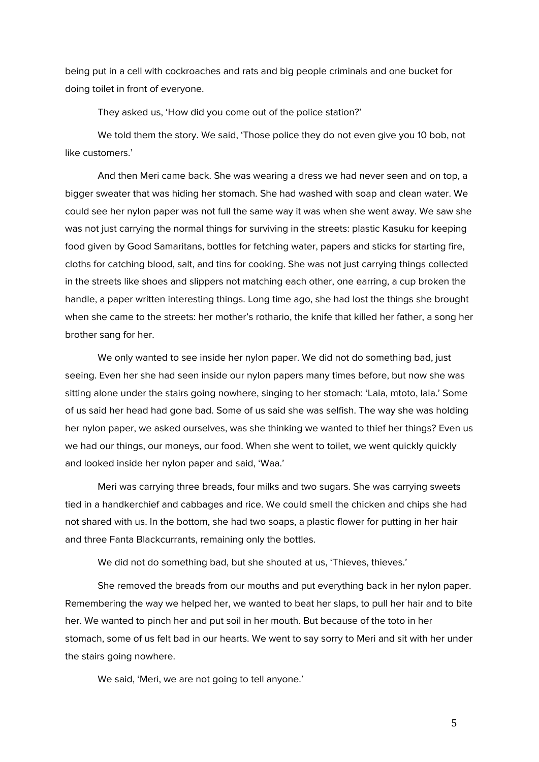being put in a cell with cockroaches and rats and big people criminals and one bucket for doing toilet in front of everyone.

They asked us, 'How did you come out of the police station?'

We told them the story. We said, 'Those police they do not even give you 10 bob, not like customers.'

And then Meri came back. She was wearing a dress we had never seen and on top, a bigger sweater that was hiding her stomach. She had washed with soap and clean water. We could see her nylon paper was not full the same way it was when she went away. We saw she was not just carrying the normal things for surviving in the streets: plastic Kasuku for keeping food given by Good Samaritans, bottles for fetching water, papers and sticks for starting fire, cloths for catching blood, salt, and tins for cooking. She was not just carrying things collected in the streets like shoes and slippers not matching each other, one earring, a cup broken the handle, a paper written interesting things. Long time ago, she had lost the things she brought when she came to the streets: her mother's rothario, the knife that killed her father, a song her brother sang for her.

We only wanted to see inside her nylon paper. We did not do something bad, just seeing. Even her she had seen inside our nylon papers many times before, but now she was sitting alone under the stairs going nowhere, singing to her stomach: 'Lala, mtoto, lala.' Some of us said her head had gone bad. Some of us said she was selfish. The way she was holding her nylon paper, we asked ourselves, was she thinking we wanted to thief her things? Even us we had our things, our moneys, our food. When she went to toilet, we went quickly quickly and looked inside her nylon paper and said, 'Waa.'

Meri was carrying three breads, four milks and two sugars. She was carrying sweets tied in a handkerchief and cabbages and rice. We could smell the chicken and chips she had not shared with us. In the bottom, she had two soaps, a plastic flower for putting in her hair and three Fanta Blackcurrants, remaining only the bottles.

We did not do something bad, but she shouted at us, 'Thieves, thieves.'

She removed the breads from our mouths and put everything back in her nylon paper. Remembering the way we helped her, we wanted to beat her slaps, to pull her hair and to bite her. We wanted to pinch her and put soil in her mouth. But because of the toto in her stomach, some of us felt bad in our hearts. We went to say sorry to Meri and sit with her under the stairs going nowhere.

We said, 'Meri, we are not going to tell anyone.'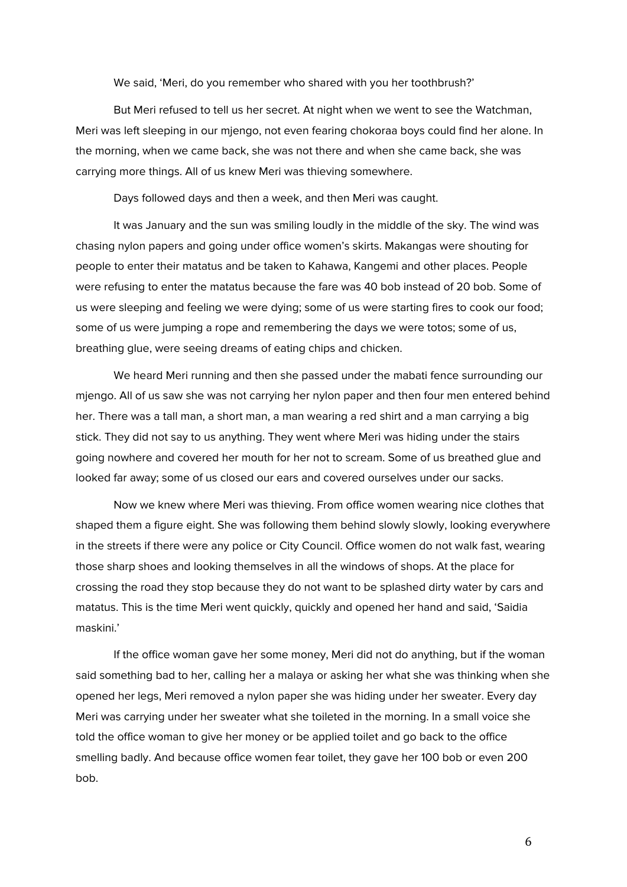We said, 'Meri, do you remember who shared with you her toothbrush?'

But Meri refused to tell us her secret. At night when we went to see the Watchman, Meri was left sleeping in our mjengo, not even fearing chokoraa boys could find her alone. In the morning, when we came back, she was not there and when she came back, she was carrying more things. All of us knew Meri was thieving somewhere.

Days followed days and then a week, and then Meri was caught.

It was January and the sun was smiling loudly in the middle of the sky. The wind was chasing nylon papers and going under office women's skirts. Makangas were shouting for people to enter their matatus and be taken to Kahawa, Kangemi and other places. People were refusing to enter the matatus because the fare was 40 bob instead of 20 bob. Some of us were sleeping and feeling we were dying; some of us were starting fires to cook our food; some of us were jumping a rope and remembering the days we were totos; some of us, breathing glue, were seeing dreams of eating chips and chicken.

We heard Meri running and then she passed under the mabati fence surrounding our mjengo. All of us saw she was not carrying her nylon paper and then four men entered behind her. There was a tall man, a short man, a man wearing a red shirt and a man carrying a big stick. They did not say to us anything. They went where Meri was hiding under the stairs going nowhere and covered her mouth for her not to scream. Some of us breathed glue and looked far away; some of us closed our ears and covered ourselves under our sacks.

Now we knew where Meri was thieving. From office women wearing nice clothes that shaped them a figure eight. She was following them behind slowly slowly, looking everywhere in the streets if there were any police or City Council. Office women do not walk fast, wearing those sharp shoes and looking themselves in all the windows of shops. At the place for crossing the road they stop because they do not want to be splashed dirty water by cars and matatus. This is the time Meri went quickly, quickly and opened her hand and said, 'Saidia maskini.'

If the office woman gave her some money, Meri did not do anything, but if the woman said something bad to her, calling her a malaya or asking her what she was thinking when she opened her legs, Meri removed a nylon paper she was hiding under her sweater. Every day Meri was carrying under her sweater what she toileted in the morning. In a small voice she told the office woman to give her money or be applied toilet and go back to the office smelling badly. And because office women fear toilet, they gave her 100 bob or even 200 bob.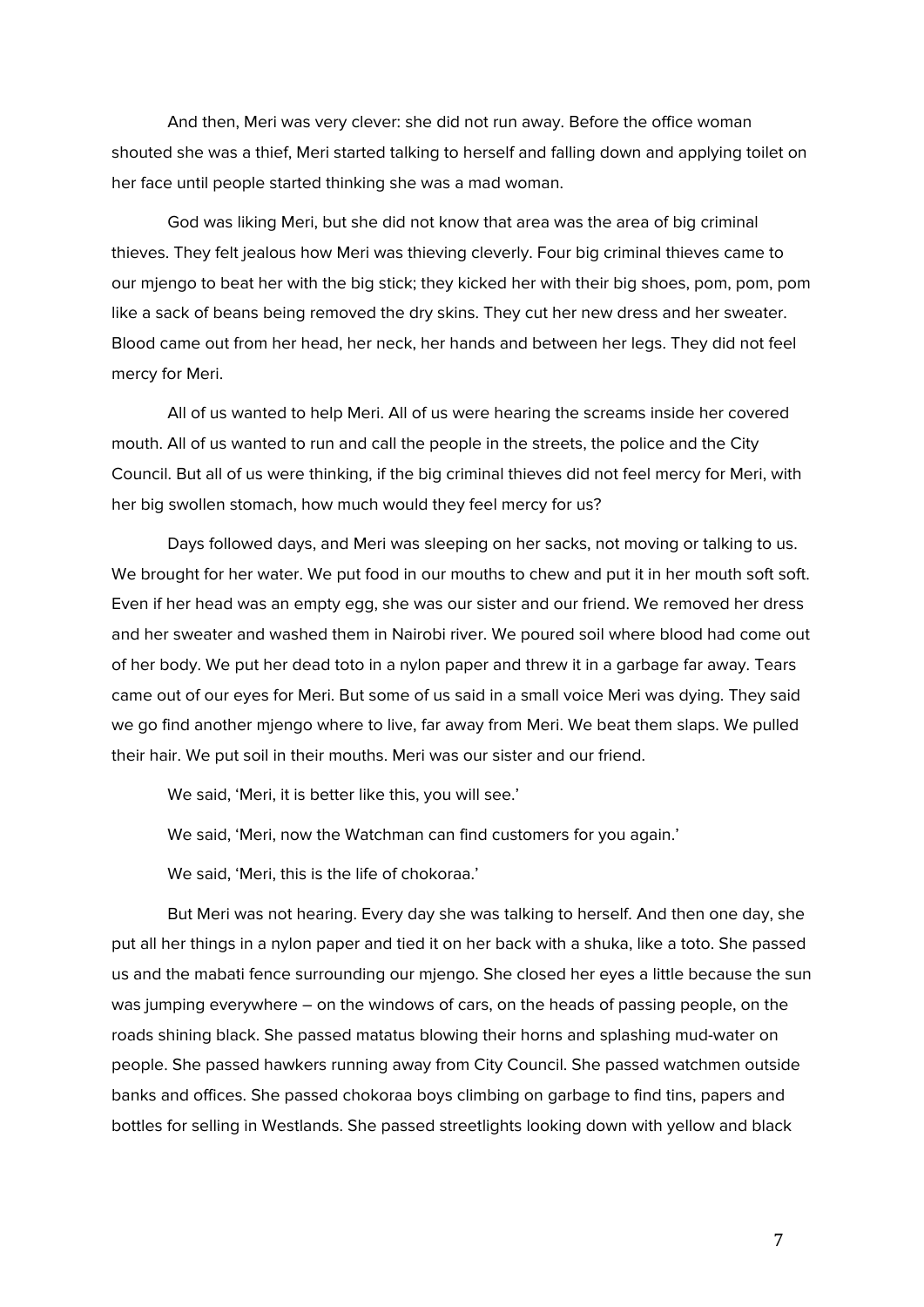And then, Meri was very clever: she did not run away. Before the office woman shouted she was a thief, Meri started talking to herself and falling down and applying toilet on her face until people started thinking she was a mad woman.

God was liking Meri, but she did not know that area was the area of big criminal thieves. They felt jealous how Meri was thieving cleverly. Four big criminal thieves came to our mjengo to beat her with the big stick; they kicked her with their big shoes, pom, pom, pom like a sack of beans being removed the dry skins. They cut her new dress and her sweater. Blood came out from her head, her neck, her hands and between her legs. They did not feel mercy for Meri.

All of us wanted to help Meri. All of us were hearing the screams inside her covered mouth. All of us wanted to run and call the people in the streets, the police and the City Council. But all of us were thinking, if the big criminal thieves did not feel mercy for Meri, with her big swollen stomach, how much would they feel mercy for us?

Days followed days, and Meri was sleeping on her sacks, not moving or talking to us. We brought for her water. We put food in our mouths to chew and put it in her mouth soft soft. Even if her head was an empty egg, she was our sister and our friend. We removed her dress and her sweater and washed them in Nairobi river. We poured soil where blood had come out of her body. We put her dead toto in a nylon paper and threw it in a garbage far away. Tears came out of our eyes for Meri. But some of us said in a small voice Meri was dying. They said we go find another mjengo where to live, far away from Meri. We beat them slaps. We pulled their hair. We put soil in their mouths. Meri was our sister and our friend.

We said, 'Meri, it is better like this, you will see.'

We said, 'Meri, now the Watchman can find customers for you again.'

We said, 'Meri, this is the life of chokoraa.'

But Meri was not hearing. Every day she was talking to herself. And then one day, she put all her things in a nylon paper and tied it on her back with a shuka, like a toto. She passed us and the mabati fence surrounding our mjengo. She closed her eyes a little because the sun was jumping everywhere – on the windows of cars, on the heads of passing people, on the roads shining black. She passed matatus blowing their horns and splashing mud-water on people. She passed hawkers running away from City Council. She passed watchmen outside banks and offices. She passed chokoraa boys climbing on garbage to find tins, papers and bottles for selling in Westlands. She passed streetlights looking down with yellow and black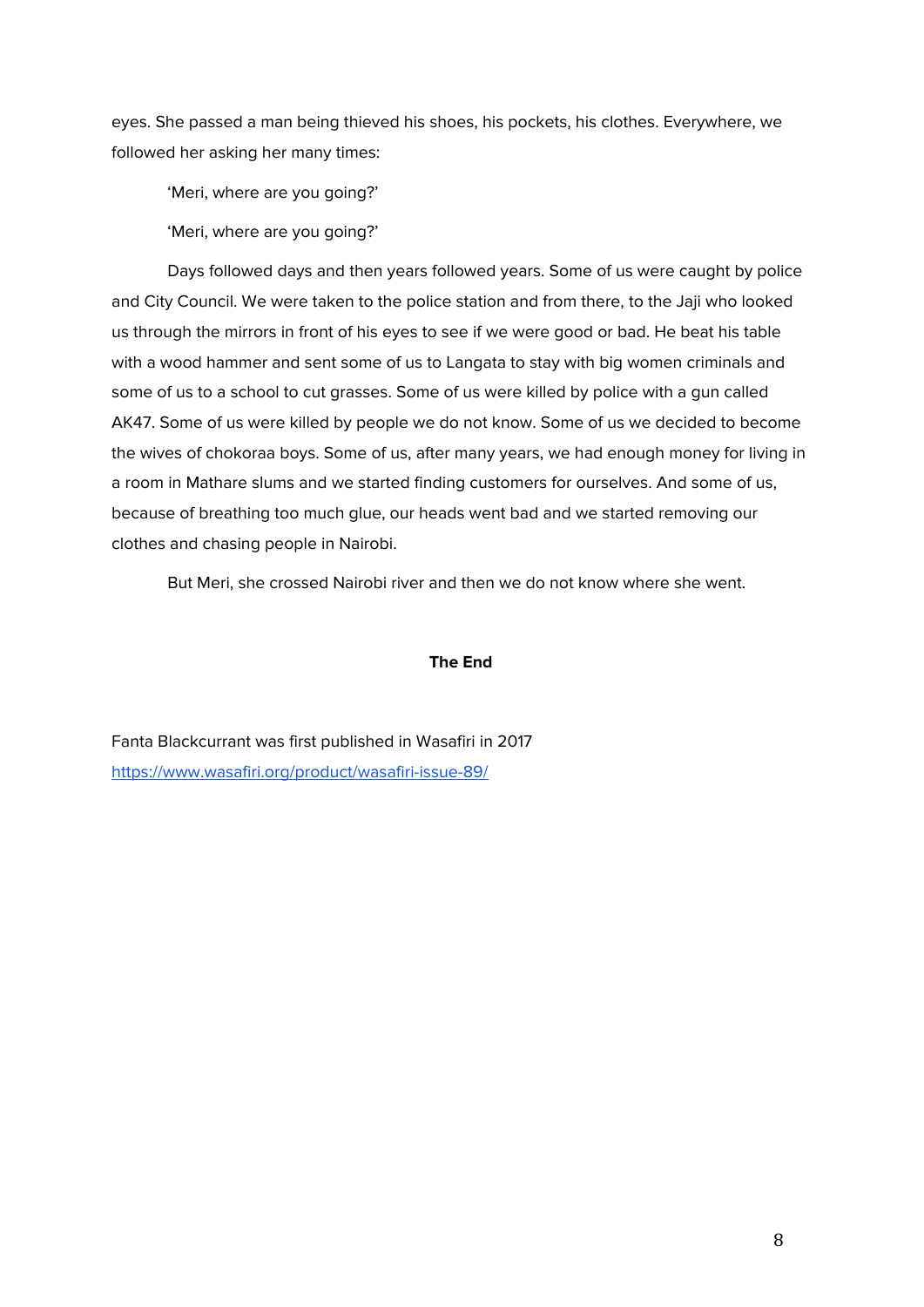eyes. She passed a man being thieved his shoes, his pockets, his clothes. Everywhere, we followed her asking her many times:

'Meri, where are you going?'

'Meri, where are you going?'

Days followed days and then years followed years. Some of us were caught by police and City Council. We were taken to the police station and from there, to the Jaji who looked us through the mirrors in front of his eyes to see if we were good or bad. He beat his table with a wood hammer and sent some of us to Langata to stay with big women criminals and some of us to a school to cut grasses. Some of us were killed by police with a gun called AK47. Some of us were killed by people we do not know. Some of us we decided to become the wives of chokoraa boys. Some of us, after many years, we had enough money for living in a room in Mathare slums and we started finding customers for ourselves. And some of us, because of breathing too much glue, our heads went bad and we started removing our clothes and chasing people in Nairobi.

But Meri, she crossed Nairobi river and then we do not know where she went.

**The End**

Fanta Blackcurrant was first published in Wasafiri in 2017
[https://www.wasafiri.org/product/wasafiri-issue-89/](https://www.wasafiri.org/product/wasafiri-issue-89/)